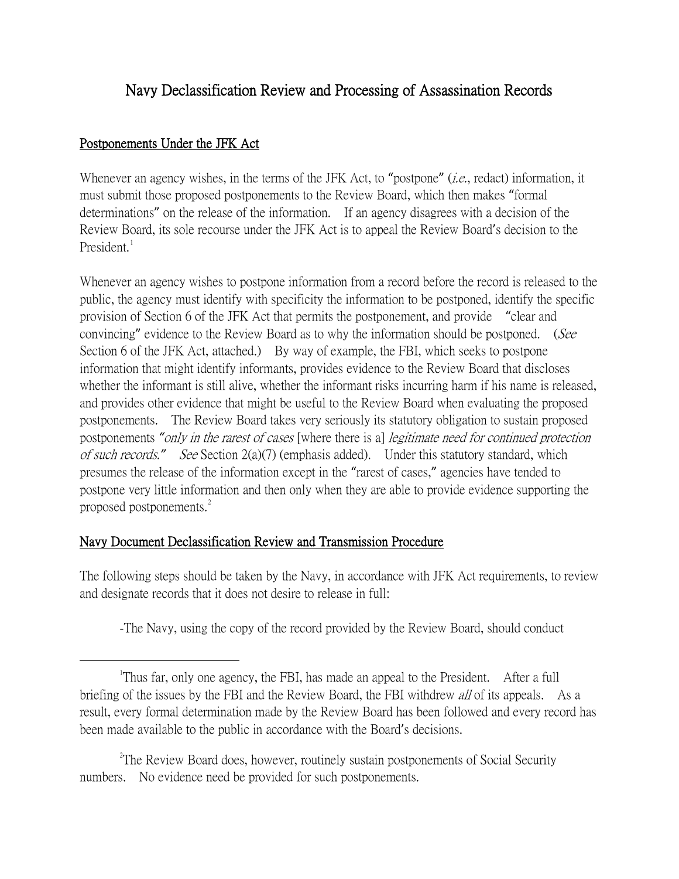# Navy Declassification Review and Processing of Assassination Records

## Postponements Under the JFK Act

Whenever an agency wishes, in the terms of the JFK Act, to "postpone" (*i.e.*, redact) information, it must submit those proposed postponements to the Review Board, which then makes "formal determinations" on the release of the information. If an agency disagrees with a decision of the Review Board, its sole recourse under the JFK Act is to appeal the Review Board's decision to the President.[1]

Whenever an agency wishes to postpone information from a record before the record is released to the public, the agency must identify with specificity the information to be postponed, identify the specific provision of Section 6 of the JFK Act that permits the postponement, and provide "clear and convincing" evidence to the Review Board as to why the information should be postponed. (*See* Section 6 of the JFK Act, attached.) By way of example, the FBI, which seeks to postpone information that might identify informants, provides evidence to the Review Board that discloses whether the informant is still alive, whether the informant risks incurring harm if his name is released, and provides other evidence that might be useful to the Review Board when evaluating the proposed postponements. The Review Board takes very seriously its statutory obligation to sustain proposed postponements *"only in the rarest of cases* [where there is a] *legitimate need for continued protection of such records." See* Section 2(a)(7) (emphasis added). Under this statutory standard, which presumes the release of the information except in the "rarest of cases," agencies have tended to postpone very little information and then only when they are able to provide evidence supporting the proposed postponements.[2]

## Navy Document Declassification Review and Transmission Procedure

The following steps should be taken by the Navy, in accordance with JFK Act requirements, to review and designate records that it does not desire to release in full:

-The Navy, using the copy of the record provided by the Review Board, should conduct

---

[1]Thus far, only one agency, the FBI, has made an appeal to the President. After a full briefing of the issues by the FBI and the Review Board, the FBI withdrew *all* of its appeals. As a result, every formal determination made by the Review Board has been followed and every record has been made available to the public in accordance with the Board's decisions.

[2]The Review Board does, however, routinely sustain postponements of Social Security numbers. No evidence need be provided for such postponements.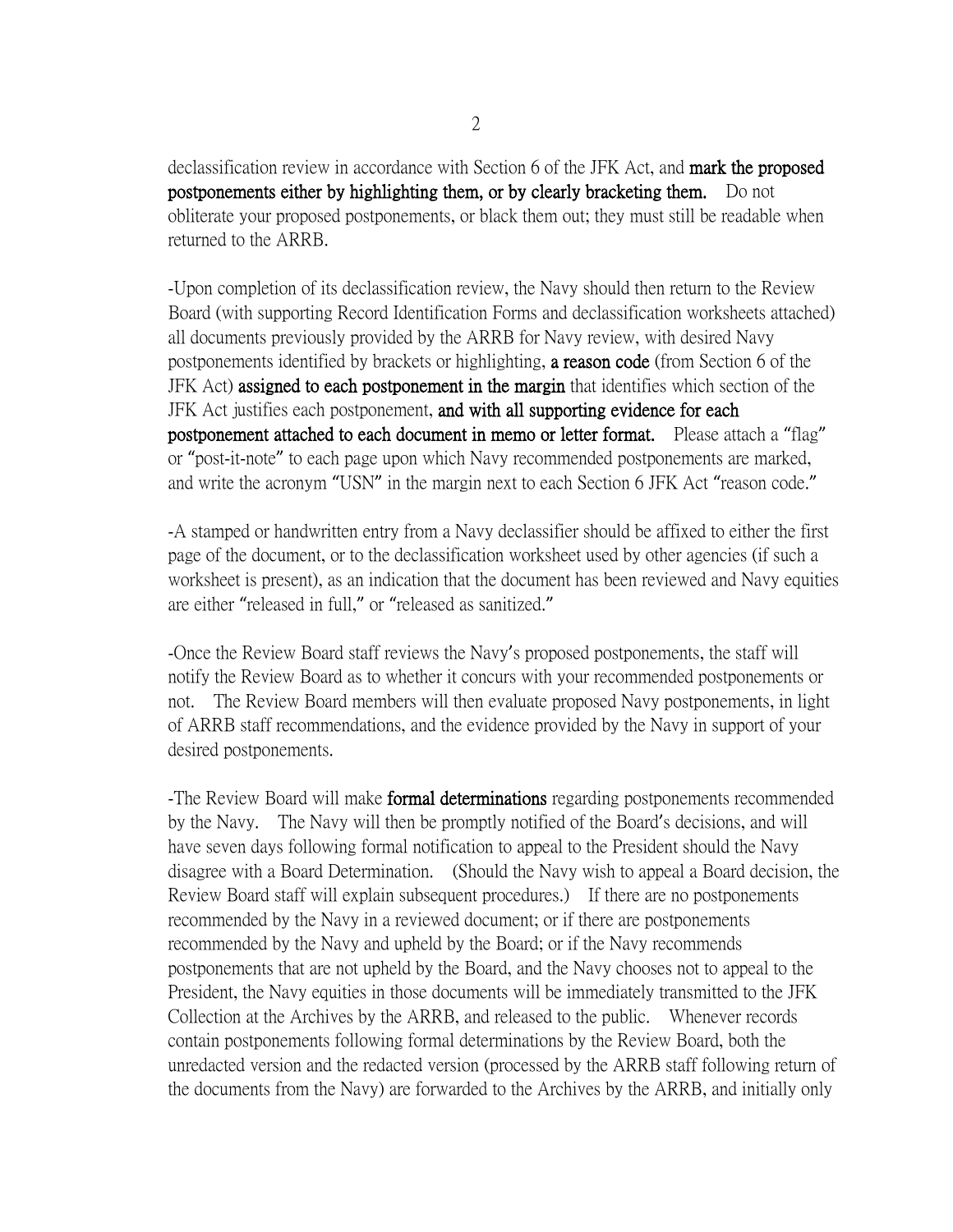declassification review in accordance with Section 6 of the JFK Act, and **mark the proposed postponements either by highlighting them, or by clearly bracketing them.** Do not obliterate your proposed postponements, or black them out; they must still be readable when returned to the ARRB.

-Upon completion of its declassification review, the Navy should then return to the Review Board (with supporting Record Identification Forms and declassification worksheets attached) all documents previously provided by the ARRB for Navy review, with desired Navy postponements identified by brackets or highlighting, **a reason code** (from Section 6 of the JFK Act) **assigned to each postponement in the margin** that identifies which section of the JFK Act justifies each postponement, **and with all supporting evidence for each postponement attached to each document in memo or letter format.** Please attach a "flag" or "post-it-note" to each page upon which Navy recommended postponements are marked, and write the acronym "USN" in the margin next to each Section 6 JFK Act "reason code."

-A stamped or handwritten entry from a Navy declassifier should be affixed to either the first page of the document, or to the declassification worksheet used by other agencies (if such a worksheet is present), as an indication that the document has been reviewed and Navy equities are either "released in full," or "released as sanitized."

-Once the Review Board staff reviews the Navy's proposed postponements, the staff will notify the Review Board as to whether it concurs with your recommended postponements or not. The Review Board members will then evaluate proposed Navy postponements, in light of ARRB staff recommendations, and the evidence provided by the Navy in support of your desired postponements.

-The Review Board will make **formal determinations** regarding postponements recommended by the Navy. The Navy will then be promptly notified of the Board's decisions, and will have seven days following formal notification to appeal to the President should the Navy disagree with a Board Determination. (Should the Navy wish to appeal a Board decision, the Review Board staff will explain subsequent procedures.) If there are no postponements recommended by the Navy in a reviewed document; or if there are postponements recommended by the Navy and upheld by the Board; or if the Navy recommends postponements that are not upheld by the Board, and the Navy chooses not to appeal to the President, the Navy equities in those documents will be immediately transmitted to the JFK Collection at the Archives by the ARRB, and released to the public. Whenever records contain postponements following formal determinations by the Review Board, both the unredacted version and the redacted version (processed by the ARRB staff following return of the documents from the Navy) are forwarded to the Archives by the ARRB, and initially only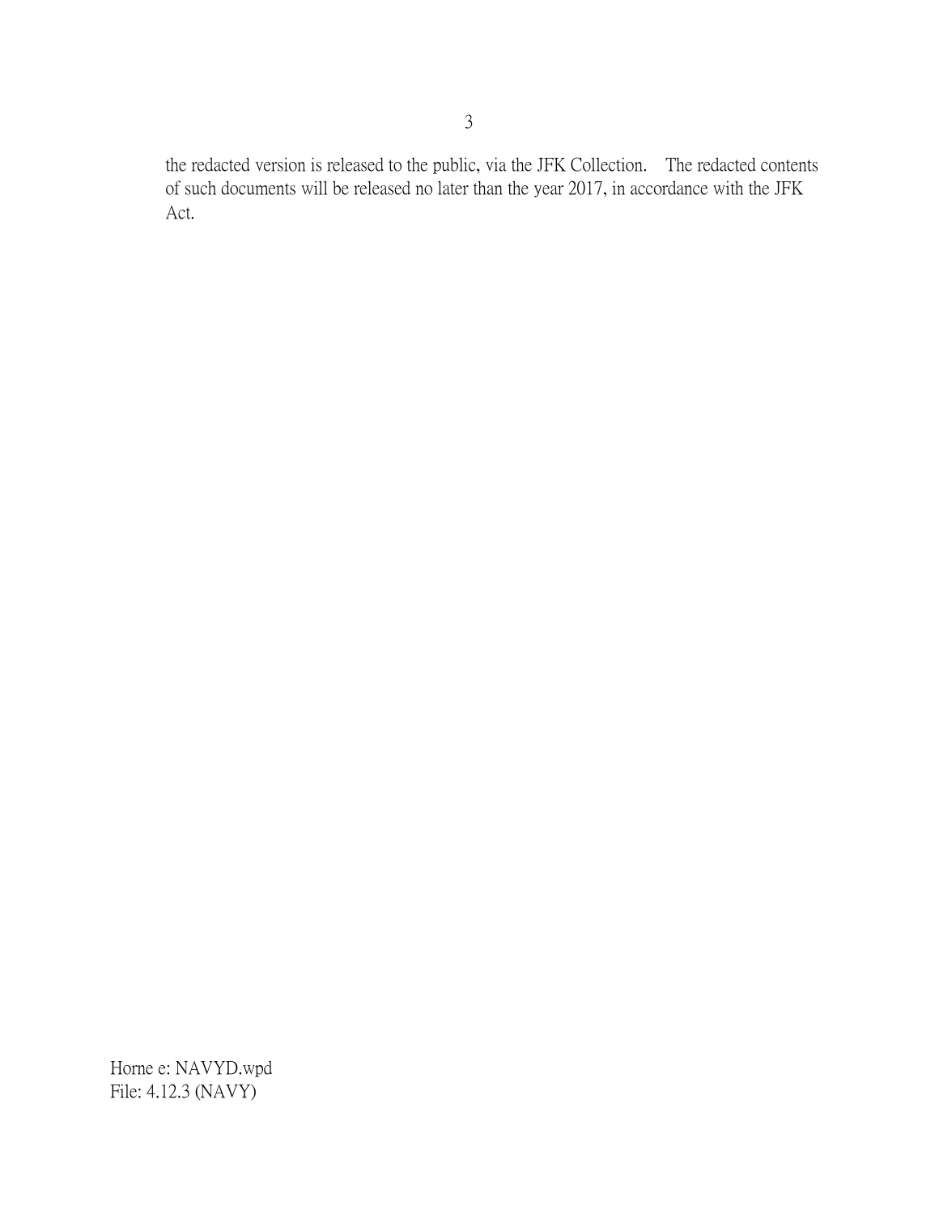the redacted version is released to the public, via the JFK Collection. The redacted contents of such documents will be released no later than the year 2017, in accordance with the JFK Act.

Horne e: NAVYD.wpd
File: 4.12.3 (NAVY)